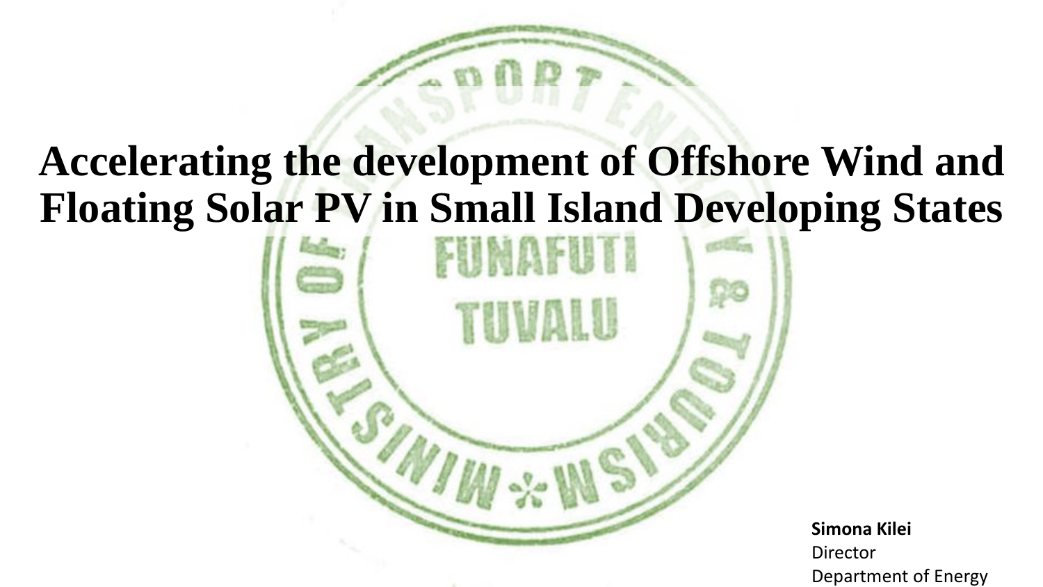# Accelerating the development of Offshore Wind and Floating Solar PV in Small Island Developing States

**Simona Kilei**
Director
Department of Energy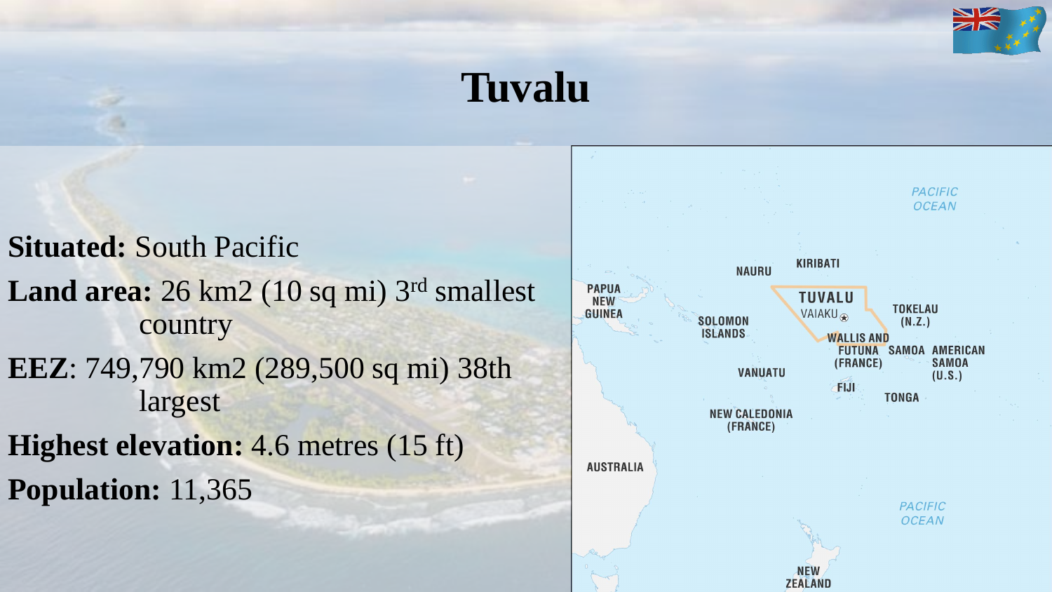# Tuvalu

**Situated:** South Pacific

**Land area:** 26 km2 (10 sq mi) 3rd smallest country

**EEZ**: 749,790 km2 (289,500 sq mi) 38th largest

**Highest elevation:** 4.6 metres (15 ft)

**Population:** 11,365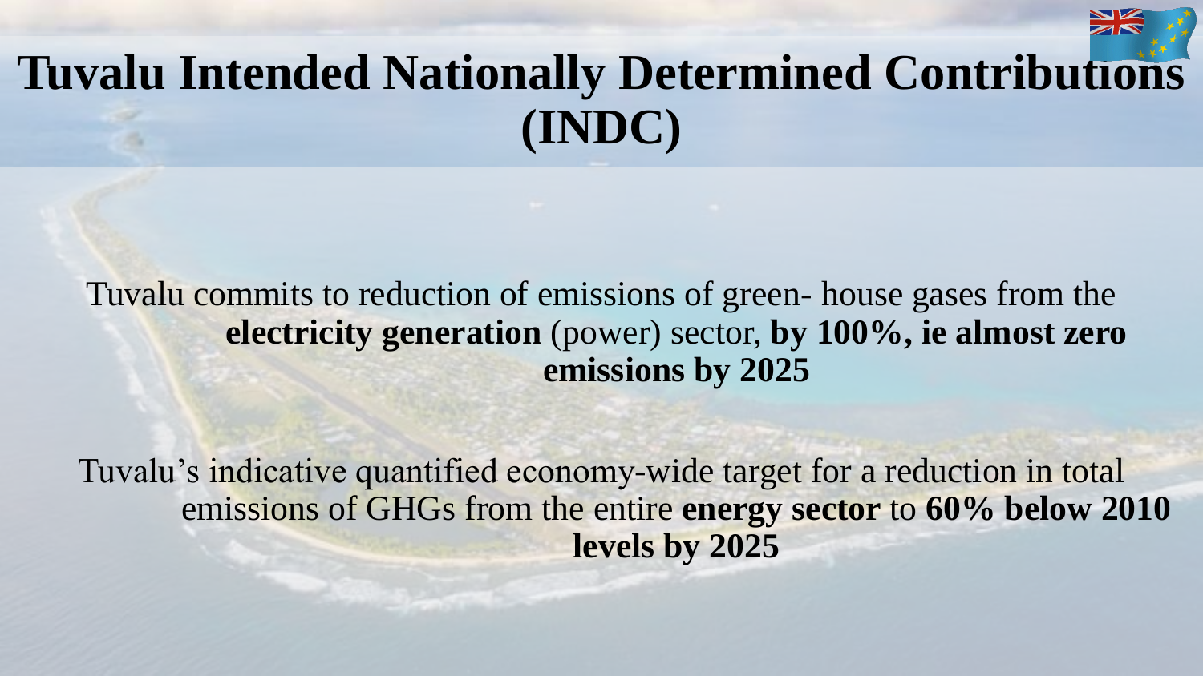# Tuvalu Intended Nationally Determined Contributions (INDC)

Tuvalu commits to reduction of emissions of green- house gases from the **electricity generation** (power) sector, **by 100%, ie almost zero emissions by 2025**

Tuvalu's indicative quantified economy-wide target for a reduction in total emissions of GHGs from the entire **energy sector** to **60% below 2010 levels by 2025**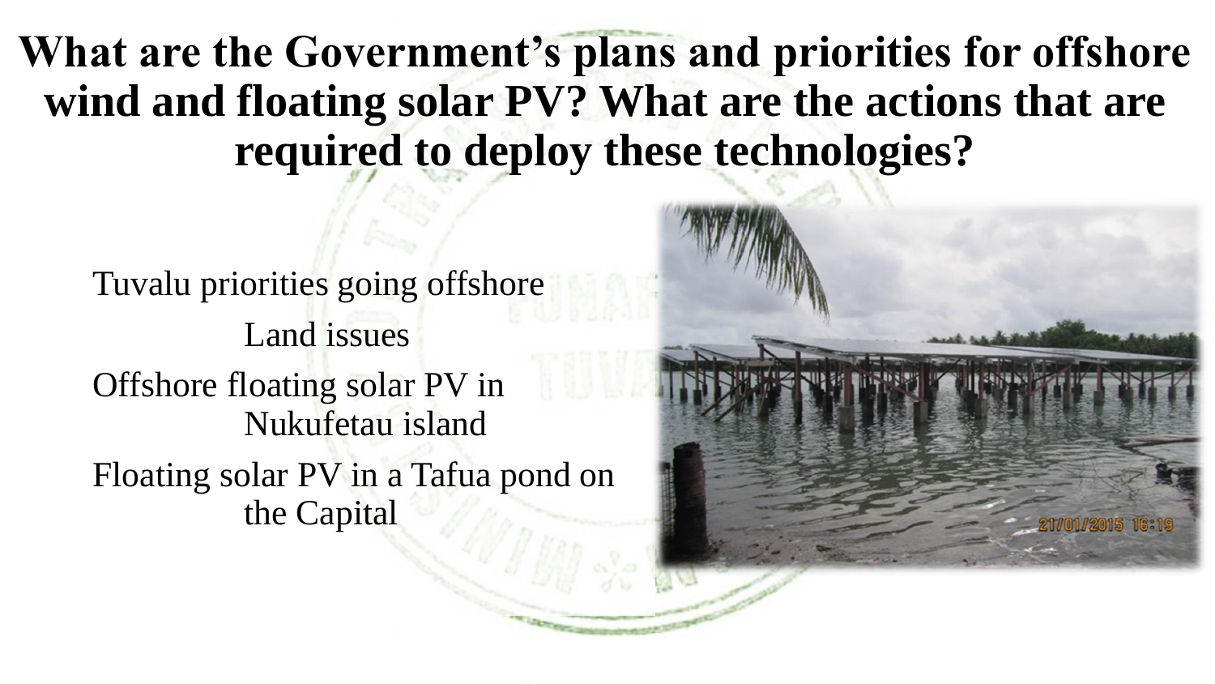# What are the Government's plans and priorities for offshore wind and floating solar PV? What are the actions that are required to deploy these technologies?

- Tuvalu priorities going offshore
  - Land issues
- Offshore floating solar PV in Nukufetau island
- Floating solar PV in a Tafua pond on the Capital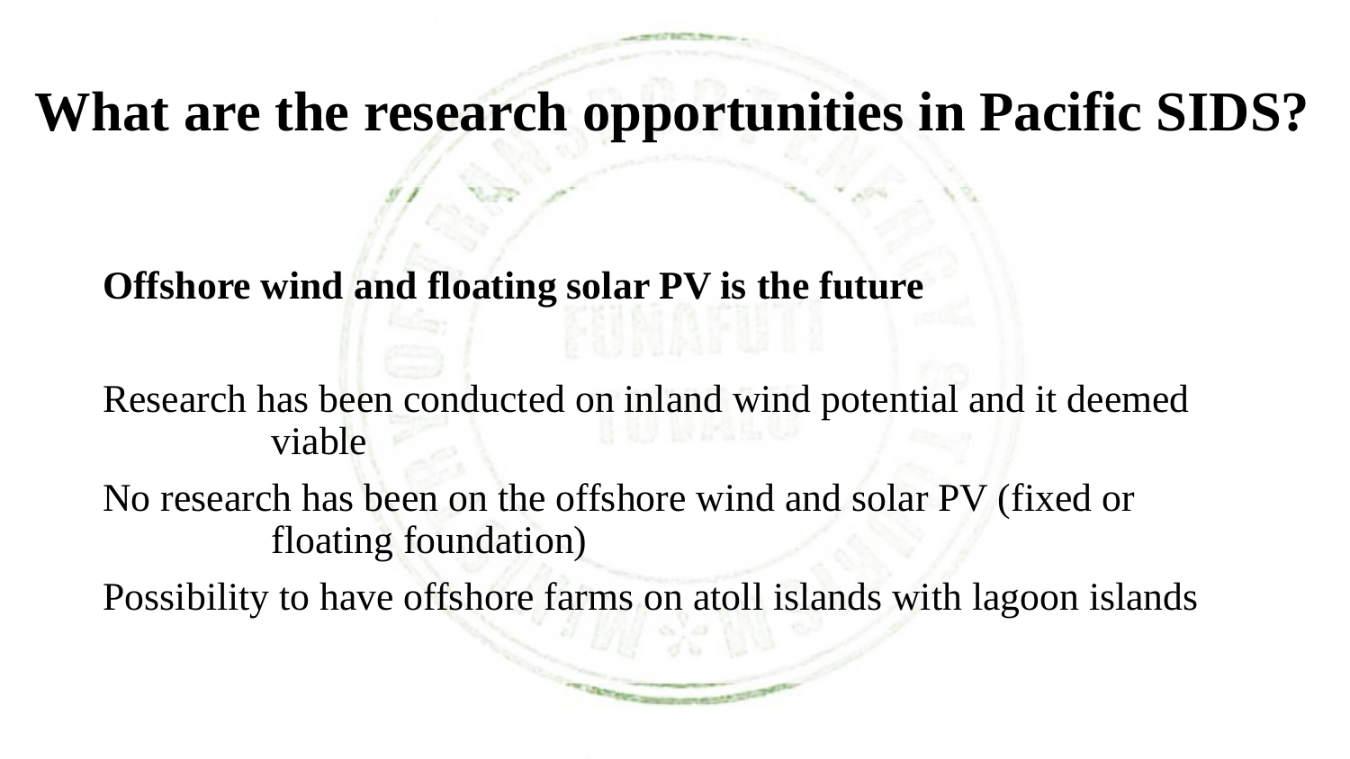# What are the research opportunities in Pacific SIDS?

**Offshore wind and floating solar PV is the future**

Research has been conducted on inland wind potential and it deemed viable

No research has been on the offshore wind and solar PV (fixed or floating foundation)

Possibility to have offshore farms on atoll islands with lagoon islands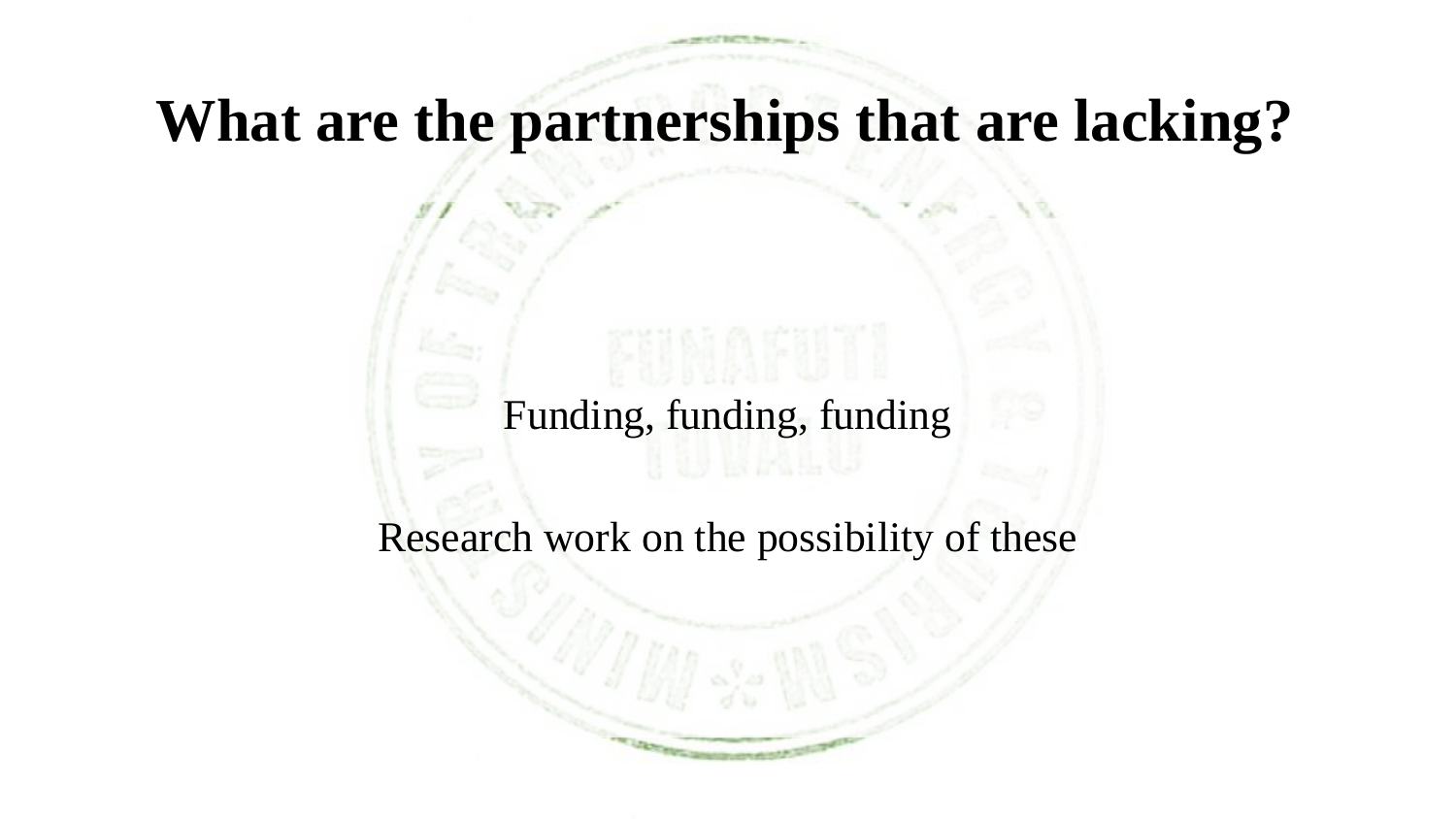# What are the partnerships that are lacking?

Funding, funding, funding

Research work on the possibility of these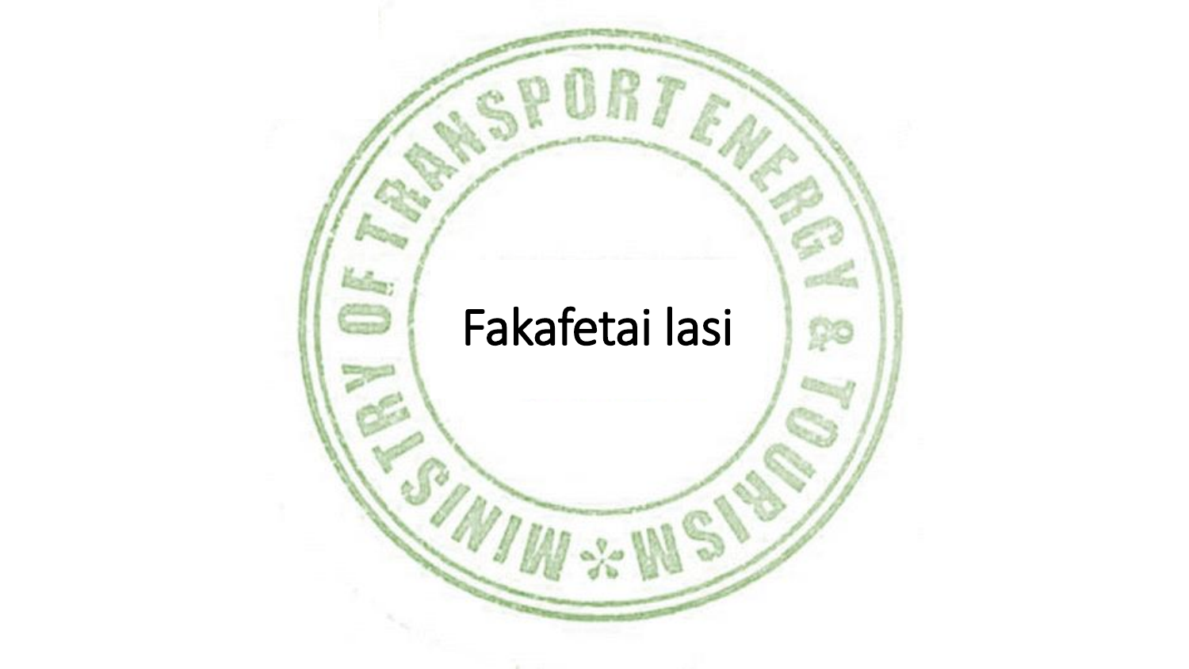MINISTRY OF TRANSPORT ENERGY & TOURISM

Fakafetai lasi